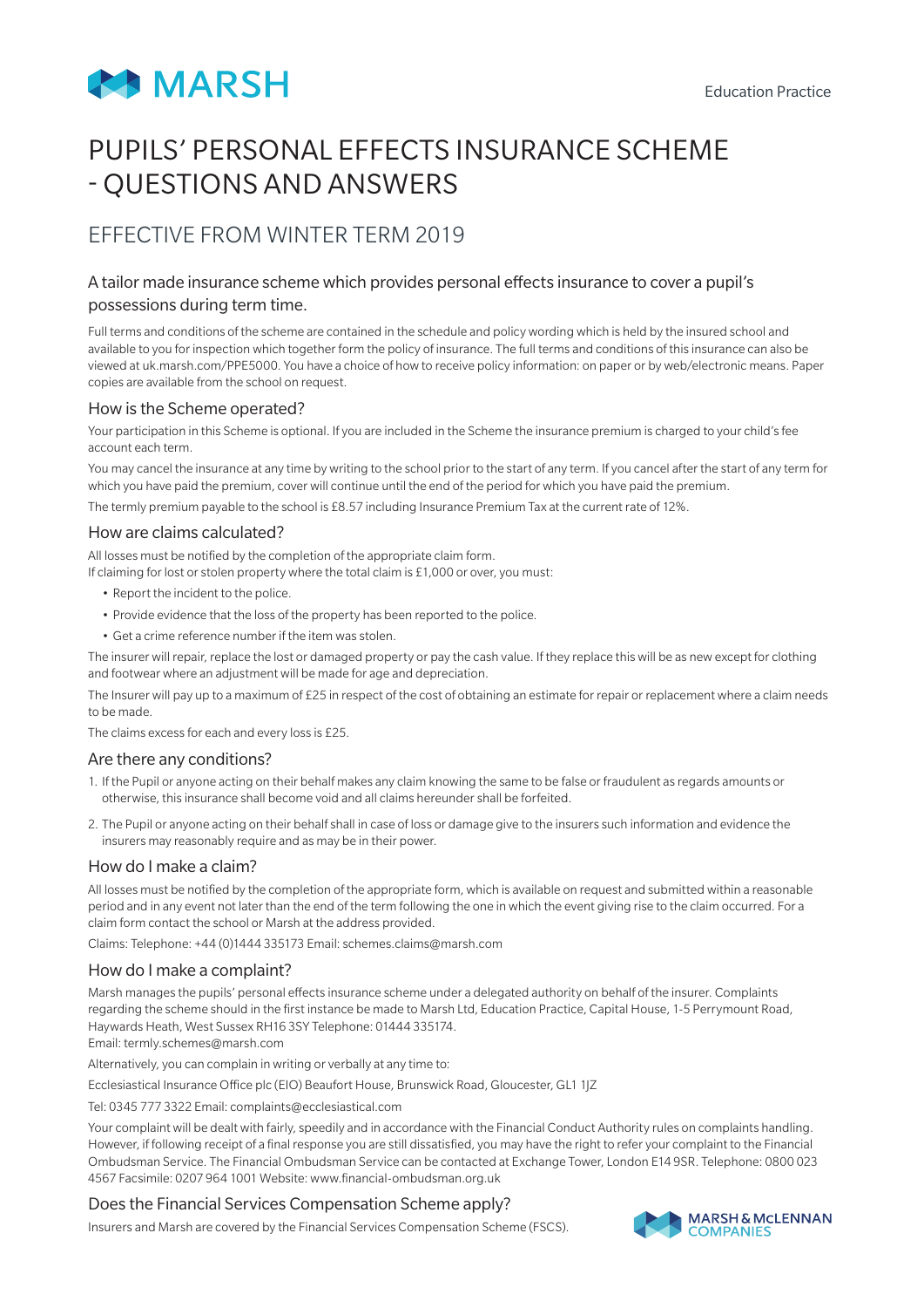MARSH

Education Practice

# PUPILS' PERSONAL EFFECTS INSURANCE SCHEME - QUESTIONS AND ANSWERS

## EFFECTIVE FROM WINTER TERM 2019

### A tailor made insurance scheme which provides personal effects insurance to cover a pupil's possessions during term time.

Full terms and conditions of the scheme are contained in the schedule and policy wording which is held by the insured school and available to you for inspection which together form the policy of insurance. The full terms and conditions of this insurance can also be viewed at uk.marsh.com/PPE5000. You have a choice of how to receive policy information: on paper or by web/electronic means. Paper copies are available from the school on request.

### How is the Scheme operated?

Your participation in this Scheme is optional. If you are included in the Scheme the insurance premium is charged to your child's fee account each term.

You may cancel the insurance at any time by writing to the school prior to the start of any term. If you cancel after the start of any term for which you have paid the premium, cover will continue until the end of the period for which you have paid the premium.

The termly premium payable to the school is £8.57 including Insurance Premium Tax at the current rate of 12%.

### How are claims calculated?

All losses must be notified by the completion of the appropriate claim form.
If claiming for lost or stolen property where the total claim is £1,000 or over, you must:

- Report the incident to the police.
- Provide evidence that the loss of the property has been reported to the police.
- Get a crime reference number if the item was stolen.

The insurer will repair, replace the lost or damaged property or pay the cash value. If they replace this will be as new except for clothing and footwear where an adjustment will be made for age and depreciation.

The Insurer will pay up to a maximum of £25 in respect of the cost of obtaining an estimate for repair or replacement where a claim needs to be made.

The claims excess for each and every loss is £25.

### Are there any conditions?

1. If the Pupil or anyone acting on their behalf makes any claim knowing the same to be false or fraudulent as regards amounts or otherwise, this insurance shall become void and all claims hereunder shall be forfeited.
2. The Pupil or anyone acting on their behalf shall in case of loss or damage give to the insurers such information and evidence the insurers may reasonably require and as may be in their power.

### How do I make a claim?

All losses must be notified by the completion of the appropriate form, which is available on request and submitted within a reasonable period and in any event not later than the end of the term following the one in which the event giving rise to the claim occurred. For a claim form contact the school or Marsh at the address provided.

Claims: Telephone: +44 (0)1444 335173 Email: schemes.claims@marsh.com

### How do I make a complaint?

Marsh manages the pupils' personal effects insurance scheme under a delegated authority on behalf of the insurer. Complaints regarding the scheme should in the first instance be made to Marsh Ltd, Education Practice, Capital House, 1-5 Perrymount Road, Haywards Heath, West Sussex RH16 3SY Telephone: 01444 335174.
Email: termly.schemes@marsh.com

Alternatively, you can complain in writing or verbally at any time to:

Ecclesiastical Insurance Office plc (EIO) Beaufort House, Brunswick Road, Gloucester, GL1 1JZ

Tel: 0345 777 3322 Email: complaints@ecclesiastical.com

Your complaint will be dealt with fairly, speedily and in accordance with the Financial Conduct Authority rules on complaints handling. However, if following receipt of a final response you are still dissatisfied, you may have the right to refer your complaint to the Financial Ombudsman Service. The Financial Ombudsman Service can be contacted at Exchange Tower, London E14 9SR. Telephone: 0800 023 4567 Facsimile: 0207 964 1001 Website: www.financial-ombudsman.org.uk

### Does the Financial Services Compensation Scheme apply?

Insurers and Marsh are covered by the Financial Services Compensation Scheme (FSCS).

MARSH & McLENNAN COMPANIES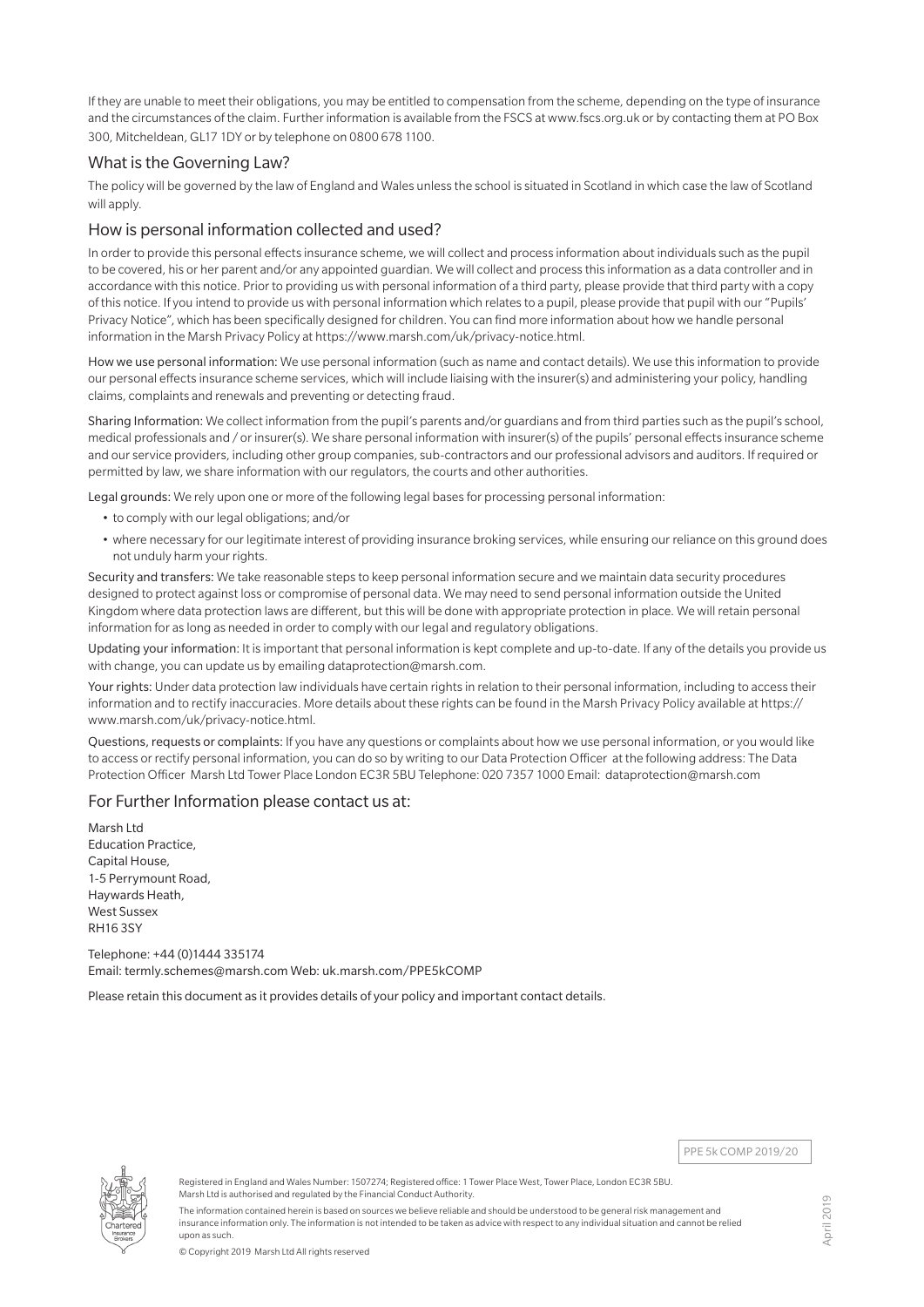If they are unable to meet their obligations, you may be entitled to compensation from the scheme, depending on the type of insurance and the circumstances of the claim. Further information is available from the FSCS at www.fscs.org.uk or by contacting them at PO Box 300, Mitcheldean, GL17 1DY or by telephone on 0800 678 1100.

## What is the Governing Law?

The policy will be governed by the law of England and Wales unless the school is situated in Scotland in which case the law of Scotland will apply.

## How is personal information collected and used?

In order to provide this personal effects insurance scheme, we will collect and process information about individuals such as the pupil to be covered, his or her parent and/or any appointed guardian. We will collect and process this information as a data controller and in accordance with this notice. Prior to providing us with personal information of a third party, please provide that third party with a copy of this notice. If you intend to provide us with personal information which relates to a pupil, please provide that pupil with our "Pupils' Privacy Notice", which has been specifically designed for children. You can find more information about how we handle personal information in the Marsh Privacy Policy at https://www.marsh.com/uk/privacy-notice.html.

How we use personal information: We use personal information (such as name and contact details). We use this information to provide our personal effects insurance scheme services, which will include liaising with the insurer(s) and administering your policy, handling claims, complaints and renewals and preventing or detecting fraud.

Sharing Information: We collect information from the pupil's parents and/or guardians and from third parties such as the pupil's school, medical professionals and / or insurer(s). We share personal information with insurer(s) of the pupils' personal effects insurance scheme and our service providers, including other group companies, sub-contractors and our professional advisors and auditors. If required or permitted by law, we share information with our regulators, the courts and other authorities.

Legal grounds: We rely upon one or more of the following legal bases for processing personal information:

- to comply with our legal obligations; and/or
- where necessary for our legitimate interest of providing insurance broking services, while ensuring our reliance on this ground does not unduly harm your rights.

Security and transfers: We take reasonable steps to keep personal information secure and we maintain data security procedures designed to protect against loss or compromise of personal data. We may need to send personal information outside the United Kingdom where data protection laws are different, but this will be done with appropriate protection in place. We will retain personal information for as long as needed in order to comply with our legal and regulatory obligations.

Updating your information: It is important that personal information is kept complete and up-to-date. If any of the details you provide us with change, you can update us by emailing dataprotection@marsh.com.

Your rights: Under data protection law individuals have certain rights in relation to their personal information, including to access their information and to rectify inaccuracies. More details about these rights can be found in the Marsh Privacy Policy available at https://www.marsh.com/uk/privacy-notice.html.

Questions, requests or complaints: If you have any questions or complaints about how we use personal information, or you would like to access or rectify personal information, you can do so by writing to our Data Protection Officer at the following address: The Data Protection Officer Marsh Ltd Tower Place London EC3R 5BU Telephone: 020 7357 1000 Email: dataprotection@marsh.com

## For Further Information please contact us at:

Marsh Ltd
Education Practice,
Capital House,
1-5 Perrymount Road,
Haywards Heath,
West Sussex
RH16 3SY

Telephone: +44 (0)1444 335174
Email: termly.schemes@marsh.com Web: uk.marsh.com/PPE5kCOMP

Please retain this document as it provides details of your policy and important contact details.

PPE 5k COMP 2019/20

Registered in England and Wales Number: 1507274; Registered office: 1 Tower Place West, Tower Place, London EC3R 5BU.
Marsh Ltd is authorised and regulated by the Financial Conduct Authority.

The information contained herein is based on sources we believe reliable and should be understood to be general risk management and insurance information only. The information is not intended to be taken as advice with respect to any individual situation and cannot be relied upon as such.

© Copyright 2019 Marsh Ltd All rights reserved

April 2019